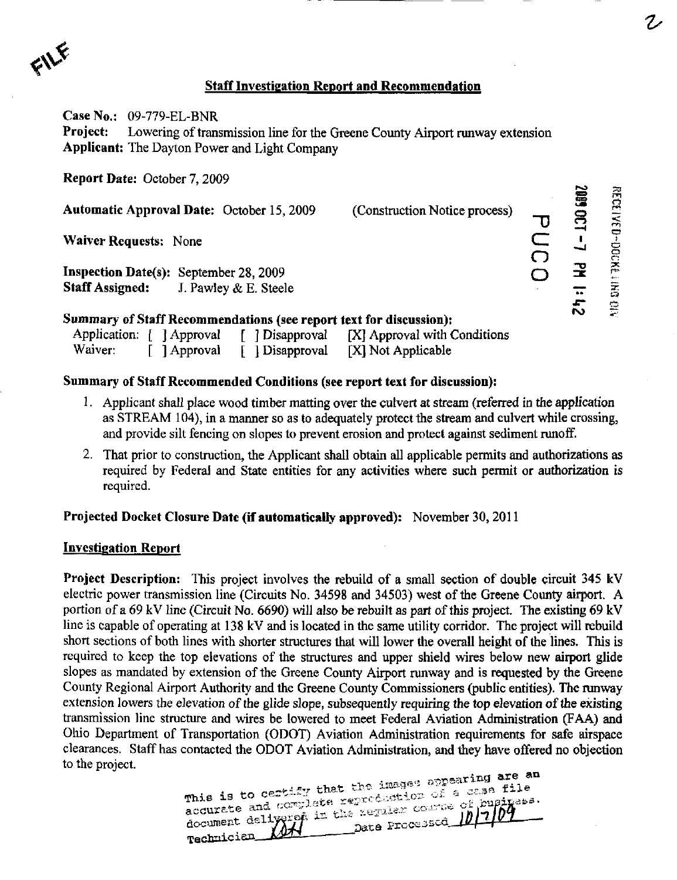FILE

## Staff Investigation Report and Recommendation

**Case No.:** 09-779-EL-BNR
**Project:** Lowering of transmission line for the Greene County Airport runway extension
**Applicant:** The Dayton Power and Light Company

**Report Date:** October 7, 2009

**Automatic Approval Date:** October 15, 2009 (Construction Notice process)

**Waiver Requests:** None

**Inspection Date(s):** September 28, 2009
**Staff Assigned:** J. Pawley & E. Steele

PUCO

RECEIVED-DOCKETING DIV

2009 OCT -7 PM 1:42

### Summary of Staff Recommendations (see report text for discussion):

| | | | |
|---|---|---|---|
| Application: | [ ] Approval | [ ] Disapproval | [X] Approval with Conditions |
| Waiver: | [ ] Approval | [ ] Disapproval | [X] Not Applicable |

### Summary of Staff Recommended Conditions (see report text for discussion):

1. Applicant shall place wood timber matting over the culvert at stream (referred in the application as STREAM 104), in a manner so as to adequately protect the stream and culvert while crossing, and provide silt fencing on slopes to prevent erosion and protect against sediment runoff.
2. That prior to construction, the Applicant shall obtain all applicable permits and authorizations as required by Federal and State entities for any activities where such permit or authorization is required.

**Projected Docket Closure Date (if automatically approved):** November 30, 2011

### Investigation Report

**Project Description:** This project involves the rebuild of a small section of double circuit 345 kV electric power transmission line (Circuits No. 34598 and 34503) west of the Greene County airport. A portion of a 69 kV line (Circuit No. 6690) will also be rebuilt as part of this project. The existing 69 kV line is capable of operating at 138 kV and is located in the same utility corridor. The project will rebuild short sections of both lines with shorter structures that will lower the overall height of the lines. This is required to keep the top elevations of the structures and upper shield wires below new airport glide slopes as mandated by extension of the Greene County Airport runway and is requested by the Greene County Regional Airport Authority and the Greene County Commissioners (public entities). The runway extension lowers the elevation of the glide slope, subsequently requiring the top elevation of the existing transmission line structure and wires be lowered to meet Federal Aviation Administration (FAA) and Ohio Department of Transportation (ODOT) Aviation Administration requirements for safe airspace clearances. Staff has contacted the ODOT Aviation Administration, and they have offered no objection to the project.

This is to certify that the images appearing are an accurate and complete reproduction of a case file document delivered in the regular course of business.
Technician DH Date Processed 10/7/09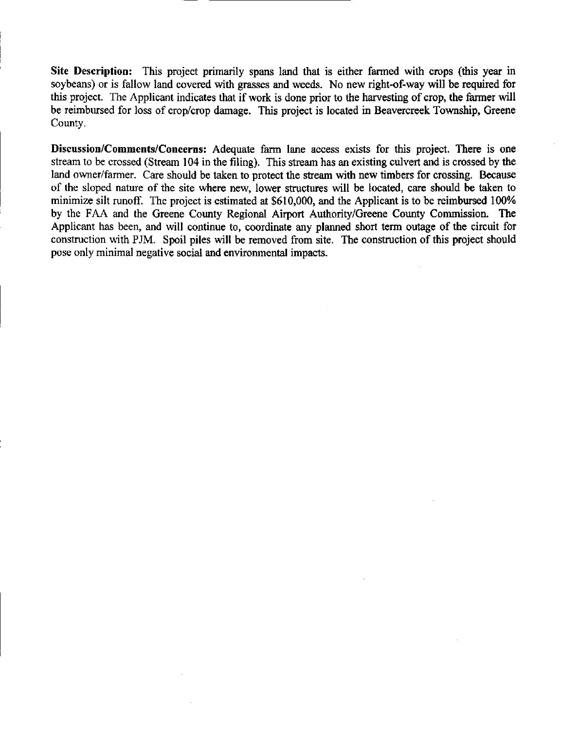**Site Description:** This project primarily spans land that is either farmed with crops (this year in soybeans) or is fallow land covered with grasses and weeds. No new right-of-way will be required for this project. The Applicant indicates that if work is done prior to the harvesting of crop, the farmer will be reimbursed for loss of crop/crop damage. This project is located in Beavercreek Township, Greene County.

**Discussion/Comments/Concerns:** Adequate farm lane access exists for this project. There is one stream to be crossed (Stream 104 in the filing). This stream has an existing culvert and is crossed by the land owner/farmer. Care should be taken to protect the stream with new timbers for crossing. Because of the sloped nature of the site where new, lower structures will be located, care should be taken to minimize silt runoff. The project is estimated at $610,000, and the Applicant is to be reimbursed 100% by the FAA and the Greene County Regional Airport Authority/Greene County Commission. The Applicant has been, and will continue to, coordinate any planned short term outage of the circuit for construction with PJM. Spoil piles will be removed from site. The construction of this project should pose only minimal negative social and environmental impacts.